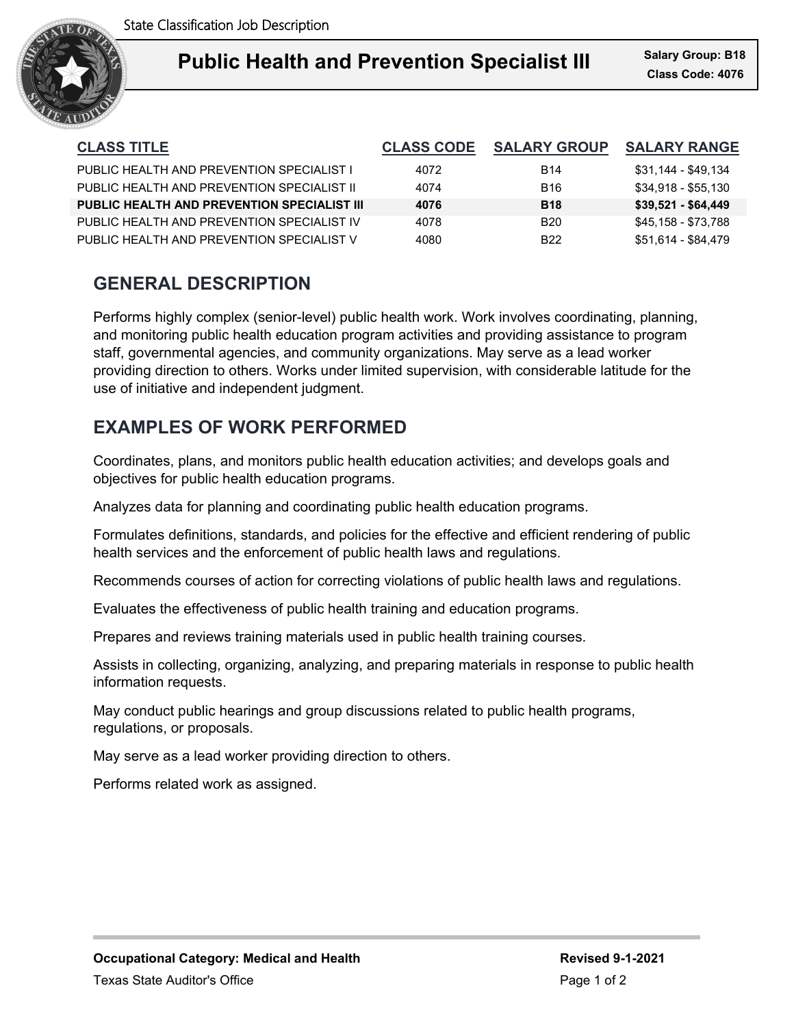State Classification Job Description

# Public Health and Prevention Specialist III

**Salary Group: B18**
**Class Code: 4076**

| CLASS TITLE | CLASS CODE | SALARY GROUP | SALARY RANGE |
|---|---|---|---|
| PUBLIC HEALTH AND PREVENTION SPECIALIST I | 4072 | B14 | $31,144 - $49,134 |
| PUBLIC HEALTH AND PREVENTION SPECIALIST II | 4074 | B16 | $34,918 - $55,130 |
| **PUBLIC HEALTH AND PREVENTION SPECIALIST III** | **4076** | **B18** | **$39,521 - $64,449** |
| PUBLIC HEALTH AND PREVENTION SPECIALIST IV | 4078 | B20 | $45,158 - $73,788 |
| PUBLIC HEALTH AND PREVENTION SPECIALIST V | 4080 | B22 | $51,614 - $84,479 |

## GENERAL DESCRIPTION

Performs highly complex (senior-level) public health work. Work involves coordinating, planning, and monitoring public health education program activities and providing assistance to program staff, governmental agencies, and community organizations. May serve as a lead worker providing direction to others. Works under limited supervision, with considerable latitude for the use of initiative and independent judgment.

## EXAMPLES OF WORK PERFORMED

Coordinates, plans, and monitors public health education activities; and develops goals and objectives for public health education programs.

Analyzes data for planning and coordinating public health education programs.

Formulates definitions, standards, and policies for the effective and efficient rendering of public health services and the enforcement of public health laws and regulations.

Recommends courses of action for correcting violations of public health laws and regulations.

Evaluates the effectiveness of public health training and education programs.

Prepares and reviews training materials used in public health training courses.

Assists in collecting, organizing, analyzing, and preparing materials in response to public health information requests.

May conduct public hearings and group discussions related to public health programs, regulations, or proposals.

May serve as a lead worker providing direction to others.

Performs related work as assigned.

**Occupational Category: Medical and Health**
Texas State Auditor's Office

**Revised 9-1-2021**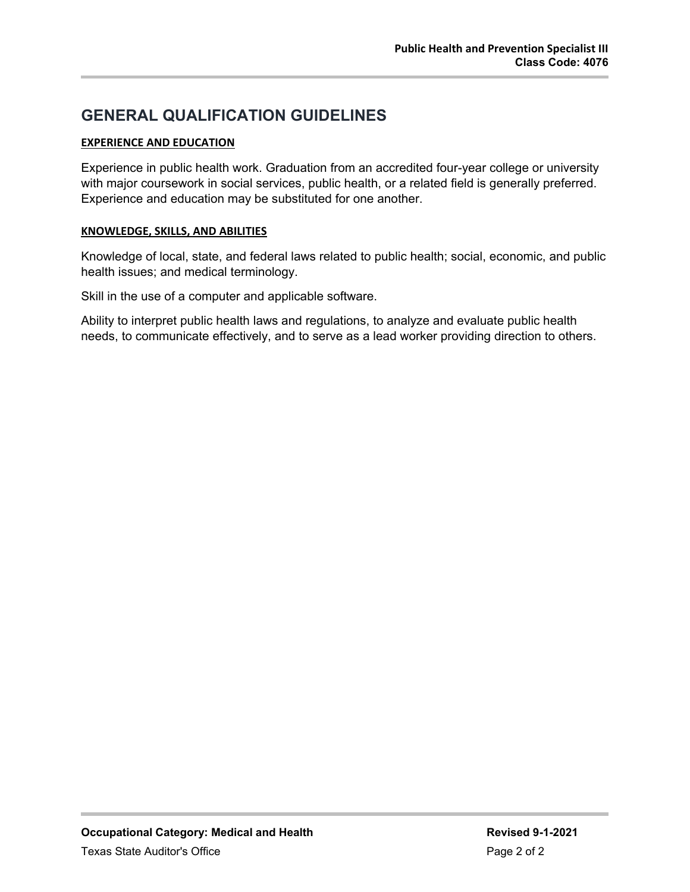## GENERAL QUALIFICATION GUIDELINES

### EXPERIENCE AND EDUCATION

Experience in public health work. Graduation from an accredited four-year college or university with major coursework in social services, public health, or a related field is generally preferred. Experience and education may be substituted for one another.

### KNOWLEDGE, SKILLS, AND ABILITIES

Knowledge of local, state, and federal laws related to public health; social, economic, and public health issues; and medical terminology.

Skill in the use of a computer and applicable software.

Ability to interpret public health laws and regulations, to analyze and evaluate public health needs, to communicate effectively, and to serve as a lead worker providing direction to others.